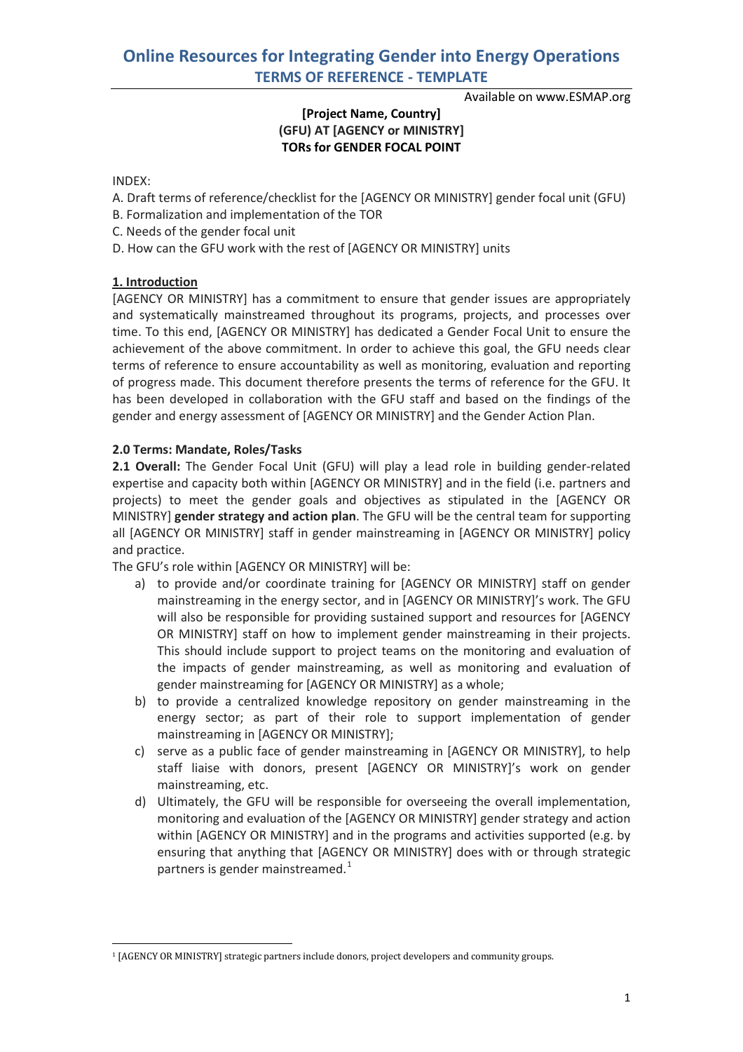# Online Resources for Integrating Gender into Energy Operations

## TERMS OF REFERENCE - TEMPLATE

Available on www.ESMAP.org

**[Project Name, Country]**
**(GFU) AT [AGENCY or MINISTRY]**
**TORs for GENDER FOCAL POINT**

INDEX:

A. Draft terms of reference/checklist for the [AGENCY OR MINISTRY] gender focal unit (GFU)
B. Formalization and implementation of the TOR
C. Needs of the gender focal unit
D. How can the GFU work with the rest of [AGENCY OR MINISTRY] units

### 1. Introduction

[AGENCY OR MINISTRY] has a commitment to ensure that gender issues are appropriately and systematically mainstreamed throughout its programs, projects, and processes over time. To this end, [AGENCY OR MINISTRY] has dedicated a Gender Focal Unit to ensure the achievement of the above commitment. In order to achieve this goal, the GFU needs clear terms of reference to ensure accountability as well as monitoring, evaluation and reporting of progress made. This document therefore presents the terms of reference for the GFU. It has been developed in collaboration with the GFU staff and based on the findings of the gender and energy assessment of [AGENCY OR MINISTRY] and the Gender Action Plan.

### 2.0 Terms: Mandate, Roles/Tasks

**2.1 Overall:** The Gender Focal Unit (GFU) will play a lead role in building gender-related expertise and capacity both within [AGENCY OR MINISTRY] and in the field (i.e. partners and projects) to meet the gender goals and objectives as stipulated in the [AGENCY OR MINISTRY] **gender strategy and action plan**. The GFU will be the central team for supporting all [AGENCY OR MINISTRY] staff in gender mainstreaming in [AGENCY OR MINISTRY] policy and practice.

The GFU's role within [AGENCY OR MINISTRY] will be:

a) to provide and/or coordinate training for [AGENCY OR MINISTRY] staff on gender mainstreaming in the energy sector, and in [AGENCY OR MINISTRY]'s work. The GFU will also be responsible for providing sustained support and resources for [AGENCY OR MINISTRY] staff on how to implement gender mainstreaming in their projects. This should include support to project teams on the monitoring and evaluation of the impacts of gender mainstreaming, as well as monitoring and evaluation of gender mainstreaming for [AGENCY OR MINISTRY] as a whole;

b) to provide a centralized knowledge repository on gender mainstreaming in the energy sector; as part of their role to support implementation of gender mainstreaming in [AGENCY OR MINISTRY];

c) serve as a public face of gender mainstreaming in [AGENCY OR MINISTRY], to help staff liaise with donors, present [AGENCY OR MINISTRY]'s work on gender mainstreaming, etc.

d) Ultimately, the GFU will be responsible for overseeing the overall implementation, monitoring and evaluation of the [AGENCY OR MINISTRY] gender strategy and action within [AGENCY OR MINISTRY] and in the programs and activities supported (e.g. by ensuring that anything that [AGENCY OR MINISTRY] does with or through strategic partners is gender mainstreamed.[1]

[1] [AGENCY OR MINISTRY] strategic partners include donors, project developers and community groups.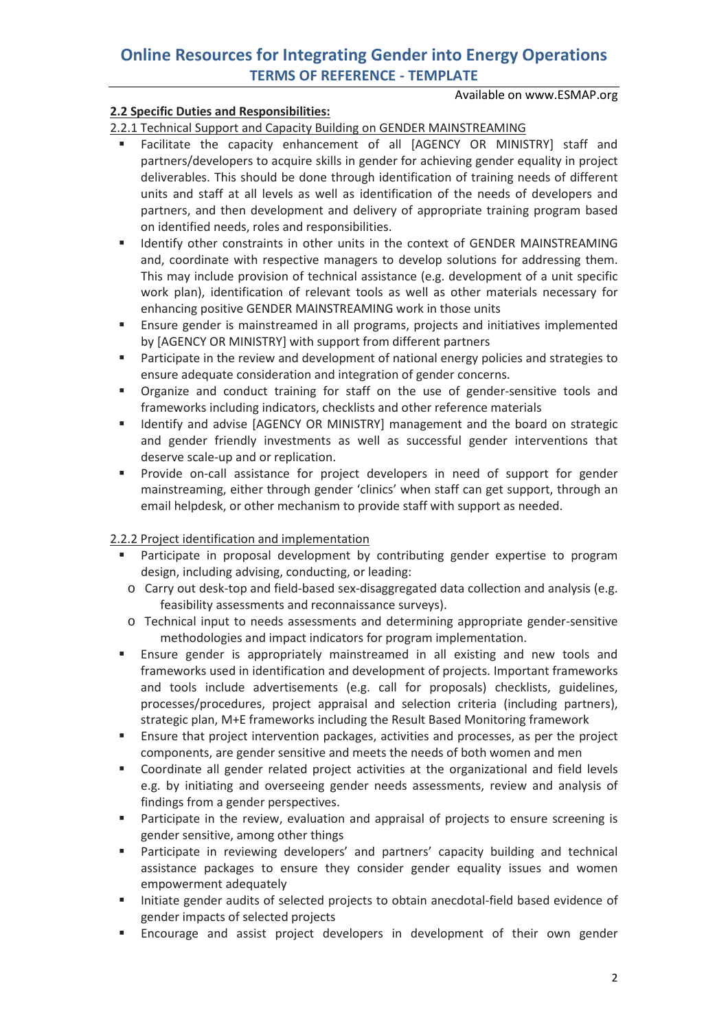**2.2 Specific Duties and Responsibilities:**

2.2.1 Technical Support and Capacity Building on GENDER MAINSTREAMING

- Facilitate the capacity enhancement of all [AGENCY OR MINISTRY] staff and partners/developers to acquire skills in gender for achieving gender equality in project deliverables. This should be done through identification of training needs of different units and staff at all levels as well as identification of the needs of developers and partners, and then development and delivery of appropriate training program based on identified needs, roles and responsibilities.
- Identify other constraints in other units in the context of GENDER MAINSTREAMING and, coordinate with respective managers to develop solutions for addressing them. This may include provision of technical assistance (e.g. development of a unit specific work plan), identification of relevant tools as well as other materials necessary for enhancing positive GENDER MAINSTREAMING work in those units
- Ensure gender is mainstreamed in all programs, projects and initiatives implemented by [AGENCY OR MINISTRY] with support from different partners
- Participate in the review and development of national energy policies and strategies to ensure adequate consideration and integration of gender concerns.
- Organize and conduct training for staff on the use of gender-sensitive tools and frameworks including indicators, checklists and other reference materials
- Identify and advise [AGENCY OR MINISTRY] management and the board on strategic and gender friendly investments as well as successful gender interventions that deserve scale-up and or replication.
- Provide on-call assistance for project developers in need of support for gender mainstreaming, either through gender 'clinics' when staff can get support, through an email helpdesk, or other mechanism to provide staff with support as needed.

2.2.2 Project identification and implementation

- Participate in proposal development by contributing gender expertise to program design, including advising, conducting, or leading:
  - Carry out desk-top and field-based sex-disaggregated data collection and analysis (e.g. feasibility assessments and reconnaissance surveys).
  - Technical input to needs assessments and determining appropriate gender-sensitive methodologies and impact indicators for program implementation.
- Ensure gender is appropriately mainstreamed in all existing and new tools and frameworks used in identification and development of projects. Important frameworks and tools include advertisements (e.g. call for proposals) checklists, guidelines, processes/procedures, project appraisal and selection criteria (including partners), strategic plan, M+E frameworks including the Result Based Monitoring framework
- Ensure that project intervention packages, activities and processes, as per the project components, are gender sensitive and meets the needs of both women and men
- Coordinate all gender related project activities at the organizational and field levels e.g. by initiating and overseeing gender needs assessments, review and analysis of findings from a gender perspectives.
- Participate in the review, evaluation and appraisal of projects to ensure screening is gender sensitive, among other things
- Participate in reviewing developers' and partners' capacity building and technical assistance packages to ensure they consider gender equality issues and women empowerment adequately
- Initiate gender audits of selected projects to obtain anecdotal-field based evidence of gender impacts of selected projects
- Encourage and assist project developers in development of their own gender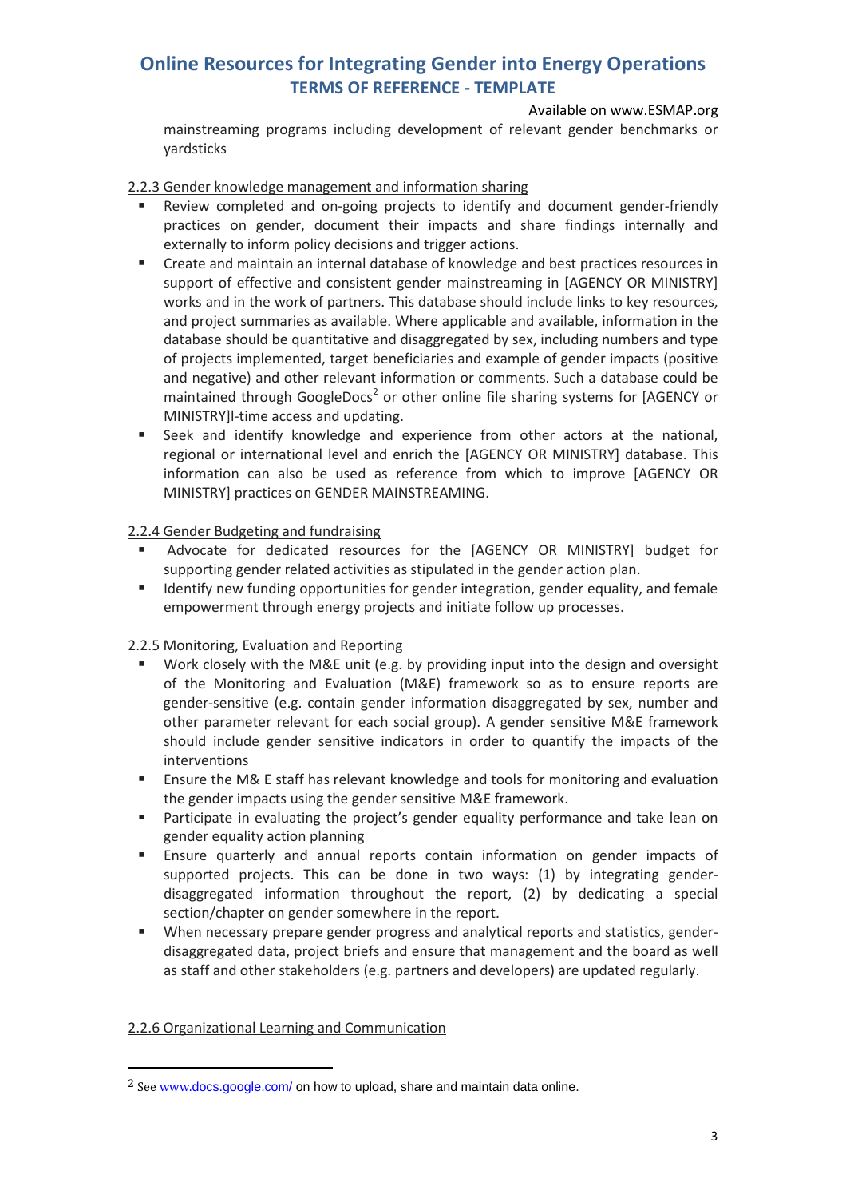mainstreaming programs including development of relevant gender benchmarks or yardsticks

2.2.3 Gender knowledge management and information sharing

- Review completed and on-going projects to identify and document gender-friendly practices on gender, document their impacts and share findings internally and externally to inform policy decisions and trigger actions.
- Create and maintain an internal database of knowledge and best practices resources in support of effective and consistent gender mainstreaming in [AGENCY OR MINISTRY] works and in the work of partners. This database should include links to key resources, and project summaries as available. Where applicable and available, information in the database should be quantitative and disaggregated by sex, including numbers and type of projects implemented, target beneficiaries and example of gender impacts (positive and negative) and other relevant information or comments. Such a database could be maintained through GoogleDocs[2] or other online file sharing systems for [AGENCY or MINISTRY]l-time access and updating.
- Seek and identify knowledge and experience from other actors at the national, regional or international level and enrich the [AGENCY OR MINISTRY] database. This information can also be used as reference from which to improve [AGENCY OR MINISTRY] practices on GENDER MAINSTREAMING.

2.2.4 Gender Budgeting and fundraising

- Advocate for dedicated resources for the [AGENCY OR MINISTRY] budget for supporting gender related activities as stipulated in the gender action plan.
- Identify new funding opportunities for gender integration, gender equality, and female empowerment through energy projects and initiate follow up processes.

2.2.5 Monitoring, Evaluation and Reporting

- Work closely with the M&E unit (e.g. by providing input into the design and oversight of the Monitoring and Evaluation (M&E) framework so as to ensure reports are gender-sensitive (e.g. contain gender information disaggregated by sex, number and other parameter relevant for each social group). A gender sensitive M&E framework should include gender sensitive indicators in order to quantify the impacts of the interventions
- Ensure the M& E staff has relevant knowledge and tools for monitoring and evaluation the gender impacts using the gender sensitive M&E framework.
- Participate in evaluating the project's gender equality performance and take lean on gender equality action planning
- Ensure quarterly and annual reports contain information on gender impacts of supported projects. This can be done in two ways: (1) by integrating gender-disaggregated information throughout the report, (2) by dedicating a special section/chapter on gender somewhere in the report.
- When necessary prepare gender progress and analytical reports and statistics, gender-disaggregated data, project briefs and ensure that management and the board as well as staff and other stakeholders (e.g. partners and developers) are updated regularly.

2.2.6 Organizational Learning and Communication

---

[2] See www.docs.google.com/ on how to upload, share and maintain data online.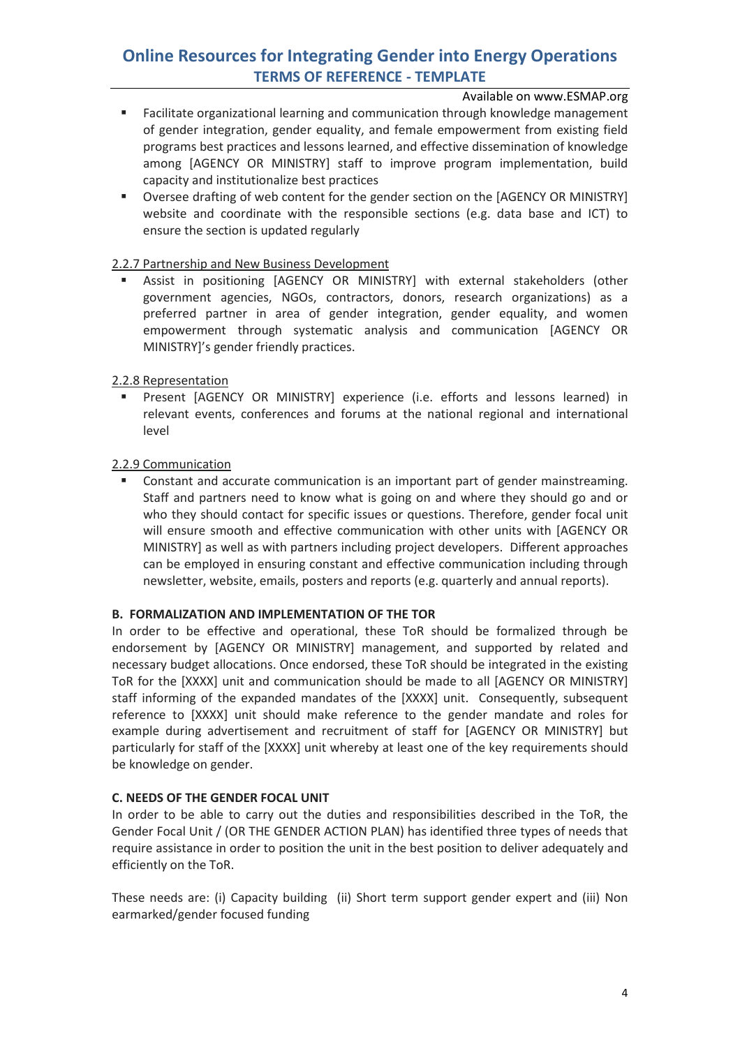- Facilitate organizational learning and communication through knowledge management of gender integration, gender equality, and female empowerment from existing field programs best practices and lessons learned, and effective dissemination of knowledge among [AGENCY OR MINISTRY] staff to improve program implementation, build capacity and institutionalize best practices
- Oversee drafting of web content for the gender section on the [AGENCY OR MINISTRY] website and coordinate with the responsible sections (e.g. data base and ICT) to ensure the section is updated regularly

2.2.7 Partnership and New Business Development

- Assist in positioning [AGENCY OR MINISTRY] with external stakeholders (other government agencies, NGOs, contractors, donors, research organizations) as a preferred partner in area of gender integration, gender equality, and women empowerment through systematic analysis and communication [AGENCY OR MINISTRY]'s gender friendly practices.

2.2.8 Representation

- Present [AGENCY OR MINISTRY] experience (i.e. efforts and lessons learned) in relevant events, conferences and forums at the national regional and international level

2.2.9 Communication

- Constant and accurate communication is an important part of gender mainstreaming. Staff and partners need to know what is going on and where they should go and or who they should contact for specific issues or questions. Therefore, gender focal unit will ensure smooth and effective communication with other units with [AGENCY OR MINISTRY] as well as with partners including project developers. Different approaches can be employed in ensuring constant and effective communication including through newsletter, website, emails, posters and reports (e.g. quarterly and annual reports).

**B. FORMALIZATION AND IMPLEMENTATION OF THE TOR**

In order to be effective and operational, these ToR should be formalized through be endorsement by [AGENCY OR MINISTRY] management, and supported by related and necessary budget allocations. Once endorsed, these ToR should be integrated in the existing ToR for the [XXXX] unit and communication should be made to all [AGENCY OR MINISTRY] staff informing of the expanded mandates of the [XXXX] unit. Consequently, subsequent reference to [XXXX] unit should make reference to the gender mandate and roles for example during advertisement and recruitment of staff for [AGENCY OR MINISTRY] but particularly for staff of the [XXXX] unit whereby at least one of the key requirements should be knowledge on gender.

**C. NEEDS OF THE GENDER FOCAL UNIT**

In order to be able to carry out the duties and responsibilities described in the ToR, the Gender Focal Unit / (OR THE GENDER ACTION PLAN) has identified three types of needs that require assistance in order to position the unit in the best position to deliver adequately and efficiently on the ToR.

These needs are: (i) Capacity building (ii) Short term support gender expert and (iii) Non earmarked/gender focused funding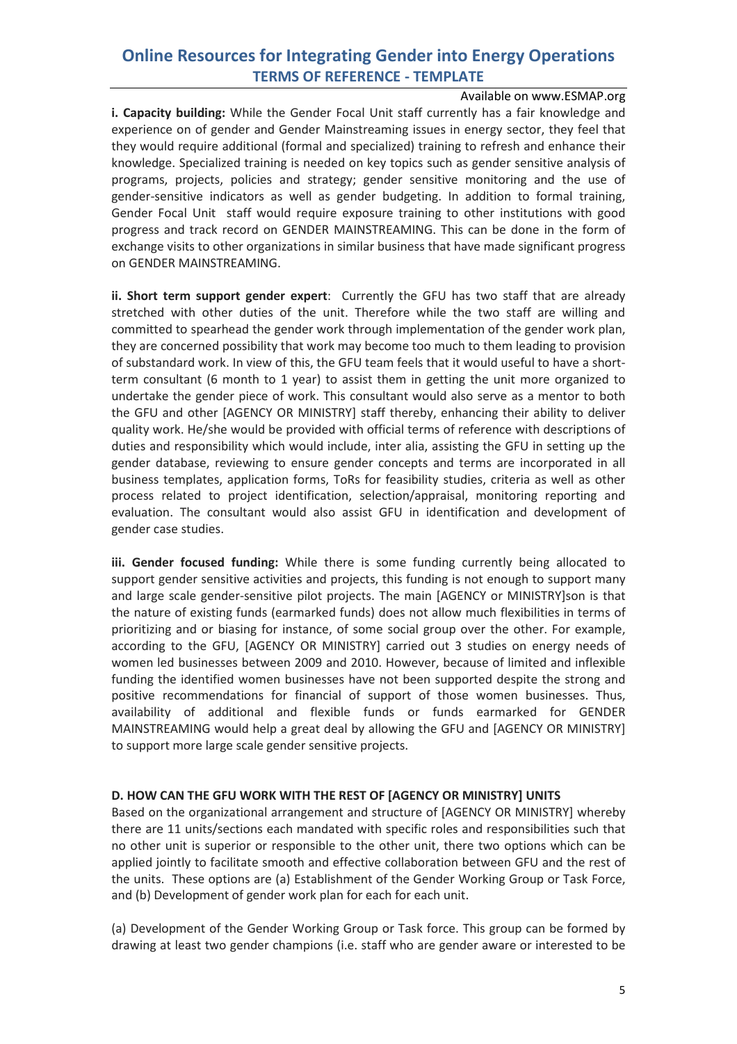**i. Capacity building:** While the Gender Focal Unit staff currently has a fair knowledge and experience on of gender and Gender Mainstreaming issues in energy sector, they feel that they would require additional (formal and specialized) training to refresh and enhance their knowledge. Specialized training is needed on key topics such as gender sensitive analysis of programs, projects, policies and strategy; gender sensitive monitoring and the use of gender-sensitive indicators as well as gender budgeting. In addition to formal training, Gender Focal Unit staff would require exposure training to other institutions with good progress and track record on GENDER MAINSTREAMING. This can be done in the form of exchange visits to other organizations in similar business that have made significant progress on GENDER MAINSTREAMING.

**ii. Short term support gender expert**: Currently the GFU has two staff that are already stretched with other duties of the unit. Therefore while the two staff are willing and committed to spearhead the gender work through implementation of the gender work plan, they are concerned possibility that work may become too much to them leading to provision of substandard work. In view of this, the GFU team feels that it would useful to have a short-term consultant (6 month to 1 year) to assist them in getting the unit more organized to undertake the gender piece of work. This consultant would also serve as a mentor to both the GFU and other [AGENCY OR MINISTRY] staff thereby, enhancing their ability to deliver quality work. He/she would be provided with official terms of reference with descriptions of duties and responsibility which would include, inter alia, assisting the GFU in setting up the gender database, reviewing to ensure gender concepts and terms are incorporated in all business templates, application forms, ToRs for feasibility studies, criteria as well as other process related to project identification, selection/appraisal, monitoring reporting and evaluation. The consultant would also assist GFU in identification and development of gender case studies.

**iii. Gender focused funding:** While there is some funding currently being allocated to support gender sensitive activities and projects, this funding is not enough to support many and large scale gender-sensitive pilot projects. The main [AGENCY or MINISTRY]son is that the nature of existing funds (earmarked funds) does not allow much flexibilities in terms of prioritizing and or biasing for instance, of some social group over the other. For example, according to the GFU, [AGENCY OR MINISTRY] carried out 3 studies on energy needs of women led businesses between 2009 and 2010. However, because of limited and inflexible funding the identified women businesses have not been supported despite the strong and positive recommendations for financial of support of those women businesses. Thus, availability of additional and flexible funds or funds earmarked for GENDER MAINSTREAMING would help a great deal by allowing the GFU and [AGENCY OR MINISTRY] to support more large scale gender sensitive projects.

**D. HOW CAN THE GFU WORK WITH THE REST OF [AGENCY OR MINISTRY] UNITS**

Based on the organizational arrangement and structure of [AGENCY OR MINISTRY] whereby there are 11 units/sections each mandated with specific roles and responsibilities such that no other unit is superior or responsible to the other unit, there two options which can be applied jointly to facilitate smooth and effective collaboration between GFU and the rest of the units. These options are (a) Establishment of the Gender Working Group or Task Force, and (b) Development of gender work plan for each for each unit.

(a) Development of the Gender Working Group or Task force. This group can be formed by drawing at least two gender champions (i.e. staff who are gender aware or interested to be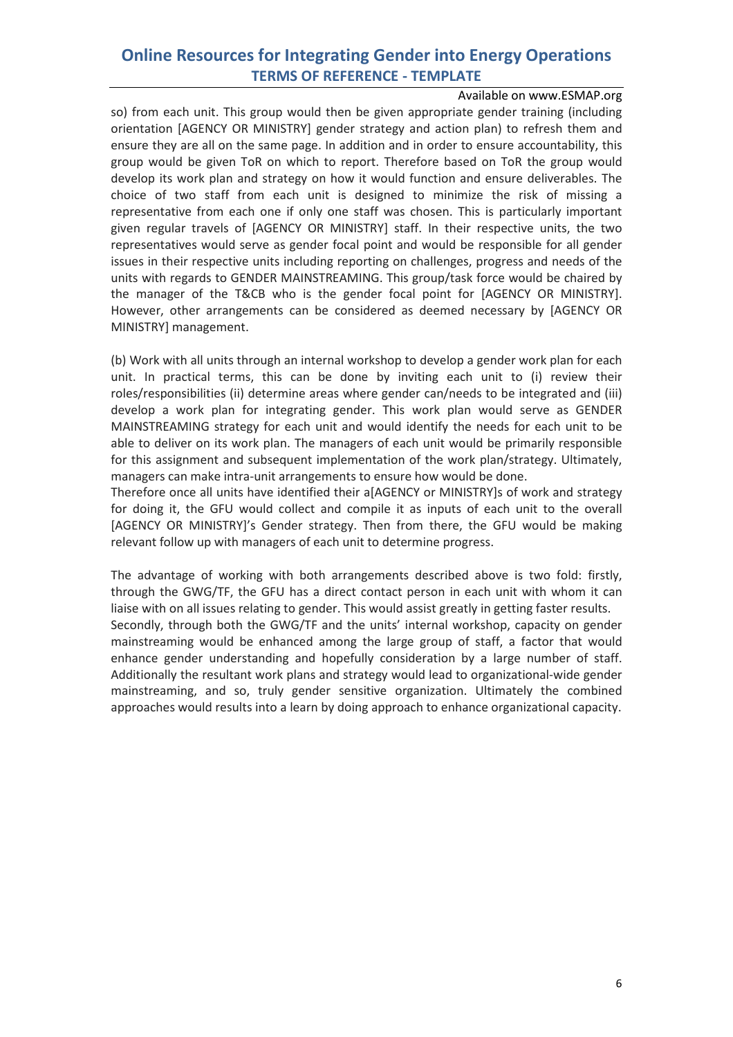so) from each unit. This group would then be given appropriate gender training (including orientation [AGENCY OR MINISTRY] gender strategy and action plan) to refresh them and ensure they are all on the same page. In addition and in order to ensure accountability, this group would be given ToR on which to report. Therefore based on ToR the group would develop its work plan and strategy on how it would function and ensure deliverables. The choice of two staff from each unit is designed to minimize the risk of missing a representative from each one if only one staff was chosen. This is particularly important given regular travels of [AGENCY OR MINISTRY] staff. In their respective units, the two representatives would serve as gender focal point and would be responsible for all gender issues in their respective units including reporting on challenges, progress and needs of the units with regards to GENDER MAINSTREAMING. This group/task force would be chaired by the manager of the T&CB who is the gender focal point for [AGENCY OR MINISTRY]. However, other arrangements can be considered as deemed necessary by [AGENCY OR MINISTRY] management.

(b) Work with all units through an internal workshop to develop a gender work plan for each unit. In practical terms, this can be done by inviting each unit to (i) review their roles/responsibilities (ii) determine areas where gender can/needs to be integrated and (iii) develop a work plan for integrating gender. This work plan would serve as GENDER MAINSTREAMING strategy for each unit and would identify the needs for each unit to be able to deliver on its work plan. The managers of each unit would be primarily responsible for this assignment and subsequent implementation of the work plan/strategy. Ultimately, managers can make intra-unit arrangements to ensure how would be done.
Therefore once all units have identified their a[AGENCY or MINISTRY]s of work and strategy for doing it, the GFU would collect and compile it as inputs of each unit to the overall [AGENCY OR MINISTRY]'s Gender strategy. Then from there, the GFU would be making relevant follow up with managers of each unit to determine progress.

The advantage of working with both arrangements described above is two fold: firstly, through the GWG/TF, the GFU has a direct contact person in each unit with whom it can liaise with on all issues relating to gender. This would assist greatly in getting faster results.
Secondly, through both the GWG/TF and the units' internal workshop, capacity on gender mainstreaming would be enhanced among the large group of staff, a factor that would enhance gender understanding and hopefully consideration by a large number of staff. Additionally the resultant work plans and strategy would lead to organizational-wide gender mainstreaming, and so, truly gender sensitive organization. Ultimately the combined approaches would results into a learn by doing approach to enhance organizational capacity.